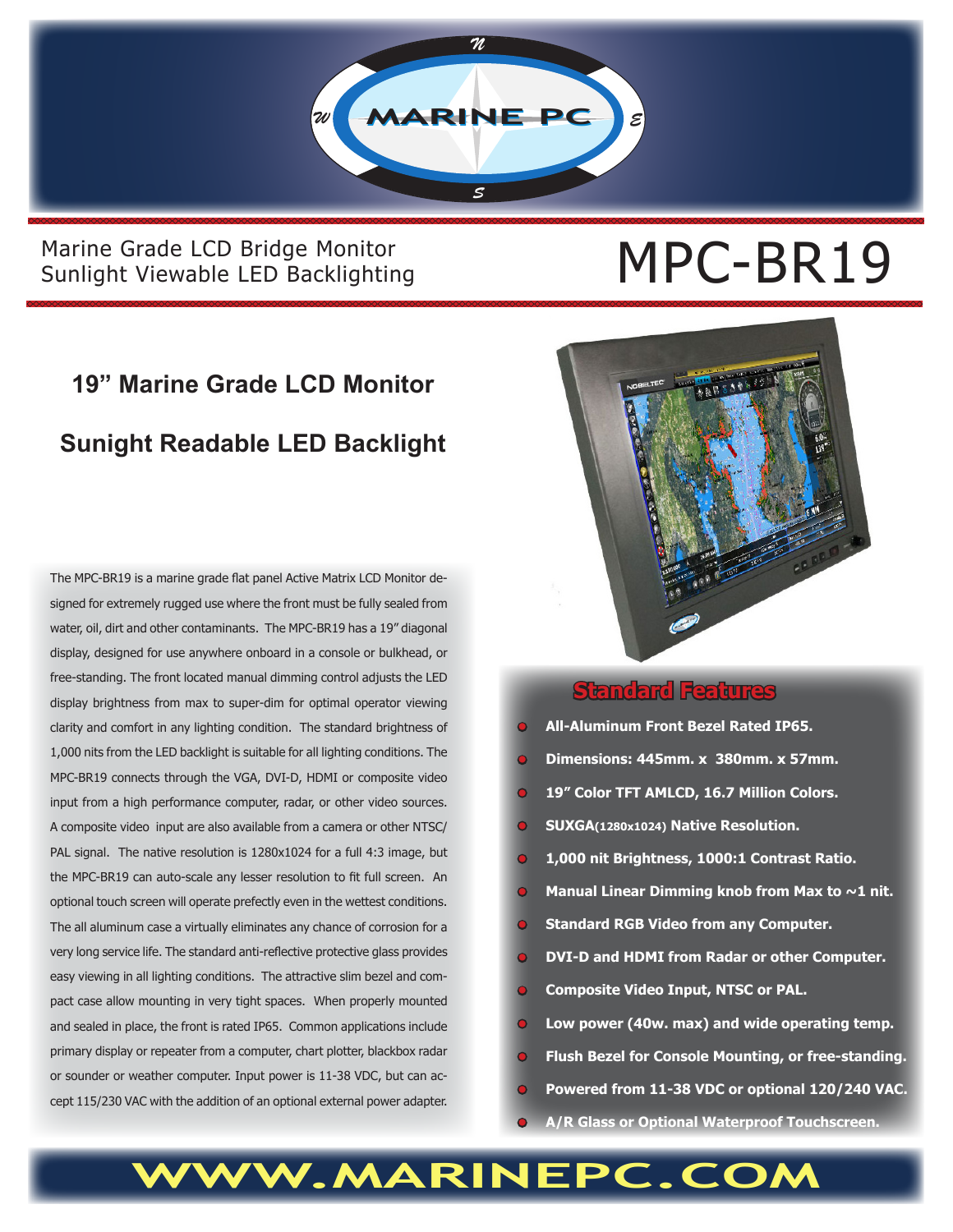# MARINE PC

Marine Grade LCD Bridge Monitor
Sunlight Viewable LED Backlighting

# MPC-BR19

## 19" Marine Grade LCD Monitor

## Sunight Readable LED Backlight

The MPC-BR19 is a marine grade flat panel Active Matrix LCD Monitor designed for extremely rugged use where the front must be fully sealed from water, oil, dirt and other contaminants. The MPC-BR19 has a 19" diagonal display, designed for use anywhere onboard in a console or bulkhead, or free-standing. The front located manual dimming control adjusts the LED display brightness from max to super-dim for optimal operator viewing clarity and comfort in any lighting condition. The standard brightness of 1,000 nits from the LED backlight is suitable for all lighting conditions. The MPC-BR19 connects through the VGA, DVI-D, HDMI or composite video input from a high performance computer, radar, or other video sources. A composite video input are also available from a camera or other NTSC/PAL signal. The native resolution is 1280x1024 for a full 4:3 image, but the MPC-BR19 can auto-scale any lesser resolution to fit full screen. An optional touch screen will operate prefectly even in the wettest conditions. The all aluminum case a virtually eliminates any chance of corrosion for a very long service life. The standard anti-reflective protective glass provides easy viewing in all lighting conditions. The attractive slim bezel and compact case allow mounting in very tight spaces. When properly mounted and sealed in place, the front is rated IP65. Common applications include primary display or repeater from a computer, chart plotter, blackbox radar or sounder or weather computer. Input power is 11-38 VDC, but can accept 115/230 VAC with the addition of an optional external power adapter.

## Standard Features

- **All-Aluminum Front Bezel Rated IP65.**
- **Dimensions: 445mm. x 380mm. x 57mm.**
- **19" Color TFT AMLCD, 16.7 Million Colors.**
- **SUXGA(1280x1024) Native Resolution.**
- **1,000 nit Brightness, 1000:1 Contrast Ratio.**
- **Manual Linear Dimming knob from Max to ~1 nit.**
- **Standard RGB Video from any Computer.**
- **DVI-D and HDMI from Radar or other Computer.**
- **Composite Video Input, NTSC or PAL.**
- **Low power (40w. max) and wide operating temp.**
- **Flush Bezel for Console Mounting, or free-standing.**
- **Powered from 11-38 VDC or optional 120/240 VAC.**
- **A/R Glass or Optional Waterproof Touchscreen.**

**WWW.MARINEPC.COM**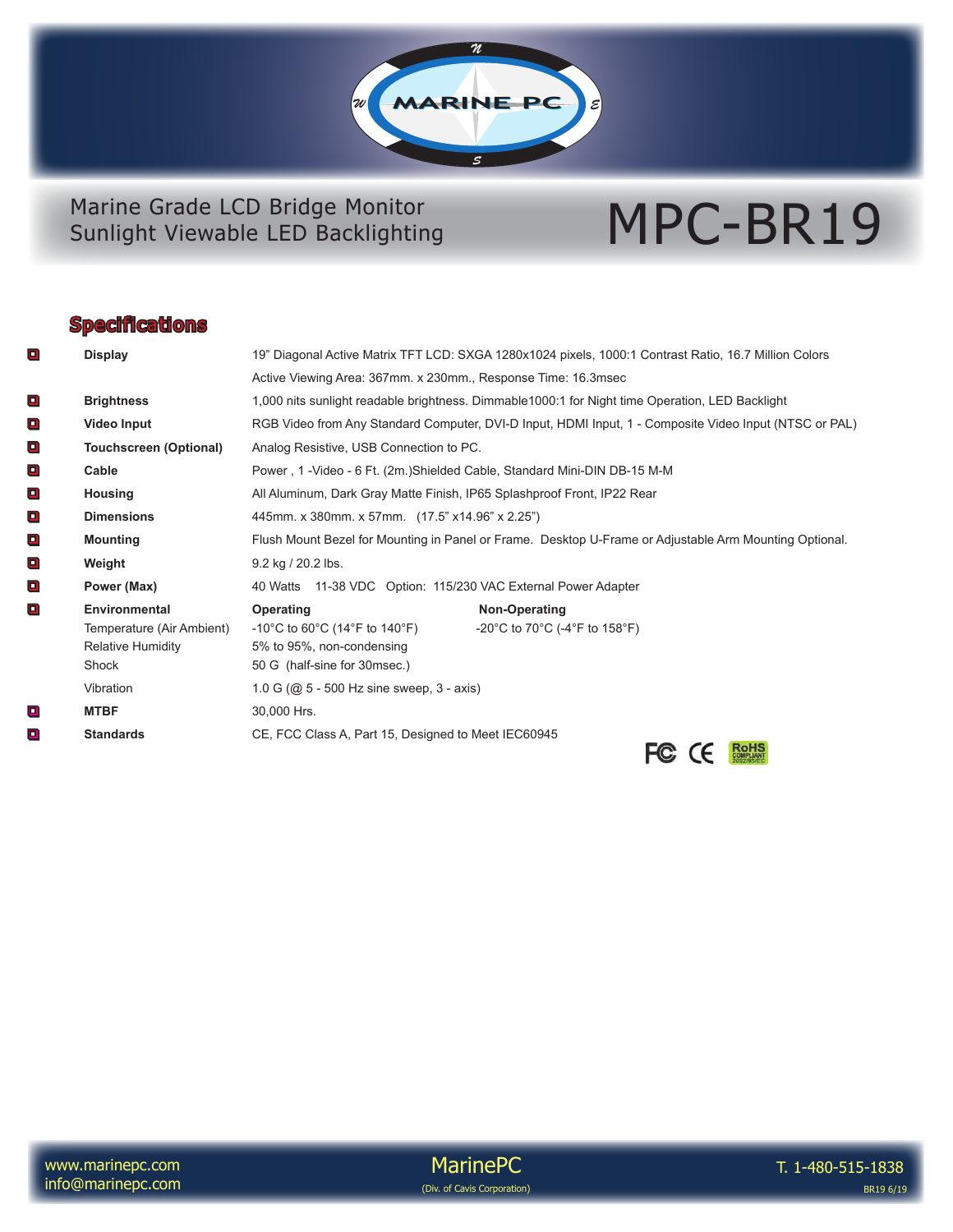MARINE PC

Marine Grade LCD Bridge Monitor
Sunlight Viewable LED Backlighting

# MPC-BR19

## Specifications

| | | |
|---|---|---|
| **Display** | 19" Diagonal Active Matrix TFT LCD: SXGA 1280x1024 pixels, 1000:1 Contrast Ratio, 16.7 Million Colors<br>Active Viewing Area: 367mm. x 230mm., Response Time: 16.3msec | |
| **Brightness** | 1,000 nits sunlight readable brightness. Dimmable1000:1 for Night time Operation, LED Backlight | |
| **Video Input** | RGB Video from Any Standard Computer, DVI-D Input, HDMI Input, 1 - Composite Video Input (NTSC or PAL) | |
| **Touchscreen (Optional)** | Analog Resistive, USB Connection to PC. | |
| **Cable** | Power , 1 -Video - 6 Ft. (2m.)Shielded Cable, Standard Mini-DIN DB-15 M-M | |
| **Housing** | All Aluminum, Dark Gray Matte Finish, IP65 Splashproof Front, IP22 Rear | |
| **Dimensions** | 445mm. x 380mm. x 57mm. (17.5" x14.96" x 2.25") | |
| **Mounting** | Flush Mount Bezel for Mounting in Panel or Frame. Desktop U-Frame or Adjustable Arm Mounting Optional. | |
| **Weight** | 9.2 kg / 20.2 lbs. | |
| **Power (Max)** | 40 Watts 11-38 VDC Option: 115/230 VAC External Power Adapter | |
| **Environmental** | **Operating** | **Non-Operating** |
| Temperature (Air Ambient) | -10°C to 60°C (14°F to 140°F) | -20°C to 70°C (-4°F to 158°F) |
| Relative Humidity | 5% to 95%, non-condensing | |
| Shock | 50 G (half-sine for 30msec.) | |
| Vibration | 1.0 G (@ 5 - 500 Hz sine sweep, 3 - axis) | |
| **MTBF** | 30,000 Hrs. | |
| **Standards** | CE, FCC Class A, Part 15, Designed to Meet IEC60945 | |

FC CE RoHS COMPLIANT 2002/95/EC

www.marinepc.com
info@marinepc.com

MarinePC
(Div. of Cavis Corporation)

T. 1-480-515-1838

BR19 6/19